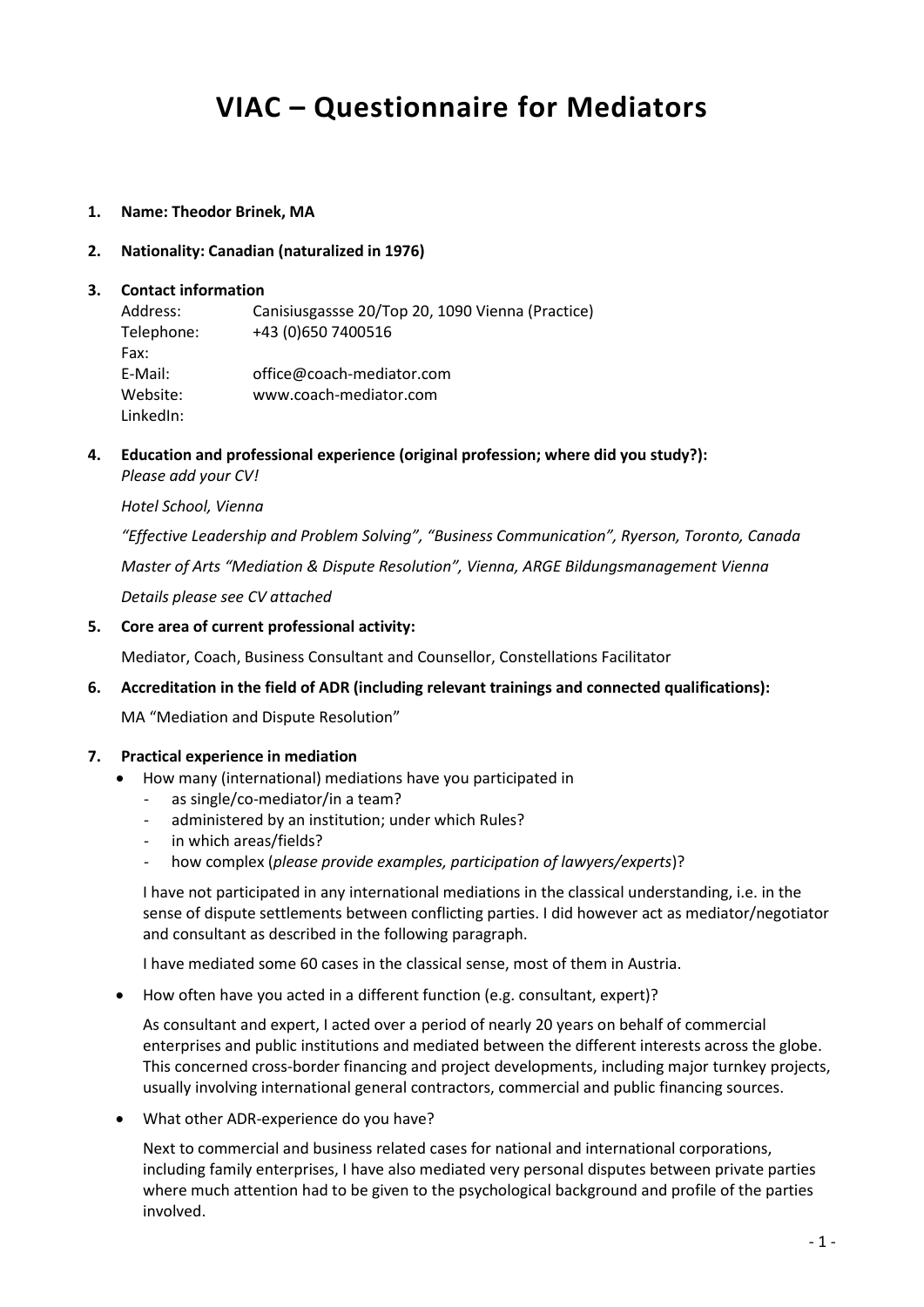# VIAC – Questionnaire for Mediators

1. **Name: Theodor Brinek, MA**

2. **Nationality: Canadian (naturalized in 1976)**

3. **Contact information**

   Address: Canisiusgassse 20/Top 20, 1090 Vienna (Practice)
   Telephone: +43 (0)650 7400516
   Fax:
   E-Mail: office@coach-mediator.com
   Website: www.coach-mediator.com
   LinkedIn:

4. **Education and professional experience (original profession; where did you study?):**
   *Please add your CV!*

   *Hotel School, Vienna*

   *"Effective Leadership and Problem Solving", "Business Communication", Ryerson, Toronto, Canada*

   *Master of Arts "Mediation & Dispute Resolution", Vienna, ARGE Bildungsmanagement Vienna*

   *Details please see CV attached*

5. **Core area of current professional activity:**

   Mediator, Coach, Business Consultant and Counsellor, Constellations Facilitator

6. **Accreditation in the field of ADR (including relevant trainings and connected qualifications):**

   MA "Mediation and Dispute Resolution"

7. **Practical experience in mediation**

   - How many (international) mediations have you participated in
     - as single/co-mediator/in a team?
     - administered by an institution; under which Rules?
     - in which areas/fields?
     - how complex (*please provide examples, participation of lawyers/experts*)?

   I have not participated in any international mediations in the classical understanding, i.e. in the sense of dispute settlements between conflicting parties. I did however act as mediator/negotiator and consultant as described in the following paragraph.

   I have mediated some 60 cases in the classical sense, most of them in Austria.

   - How often have you acted in a different function (e.g. consultant, expert)?

   As consultant and expert, I acted over a period of nearly 20 years on behalf of commercial enterprises and public institutions and mediated between the different interests across the globe. This concerned cross-border financing and project developments, including major turnkey projects, usually involving international general contractors, commercial and public financing sources.

   - What other ADR-experience do you have?

   Next to commercial and business related cases for national and international corporations, including family enterprises, I have also mediated very personal disputes between private parties where much attention had to be given to the psychological background and profile of the parties involved.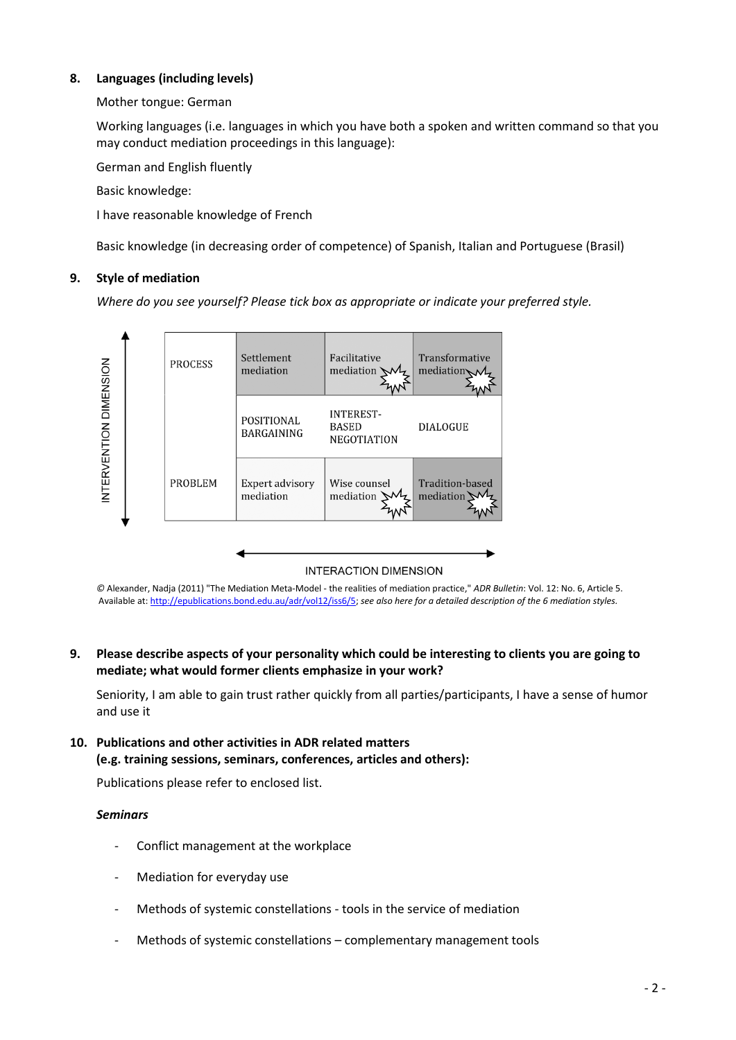8. **Languages (including levels)**

   Mother tongue: German

   Working languages (i.e. languages in which you have both a spoken and written command so that you may conduct mediation proceedings in this language):

   German and English fluently

   Basic knowledge:

   I have reasonable knowledge of French

   Basic knowledge (in decreasing order of competence) of Spanish, Italian and Portuguese (Brasil)

9. **Style of mediation**

   *Where do you see yourself? Please tick box as appropriate or indicate your preferred style.*

INTERVENTION DIMENSION (vertical axis)

| | | | |
|---|---|---|---|
| PROCESS | Settlement mediation | Facilitative mediation | Transformative mediation |
| | POSITIONAL BARGAINING | INTEREST-BASED NEGOTIATION | DIALOGUE |
| PROBLEM | Expert advisory mediation | Wise counsel mediation | Tradition-based mediation |

INTERACTION DIMENSION (horizontal axis)

© Alexander, Nadja (2011) "The Mediation Meta-Model - the realities of mediation practice," *ADR Bulletin*: Vol. 12: No. 6, Article 5. Available at: http://epublications.bond.edu.au/adr/vol12/iss6/5; *see also here for a detailed description of the 6 mediation styles.*

9. **Please describe aspects of your personality which could be interesting to clients you are going to mediate; what would former clients emphasize in your work?**

   Seniority, I am able to gain trust rather quickly from all parties/participants, I have a sense of humor and use it

10. **Publications and other activities in ADR related matters (e.g. training sessions, seminars, conferences, articles and others):**

    Publications please refer to enclosed list.

    ***Seminars***

    - Conflict management at the workplace
    - Mediation for everyday use
    - Methods of systemic constellations - tools in the service of mediation
    - Methods of systemic constellations – complementary management tools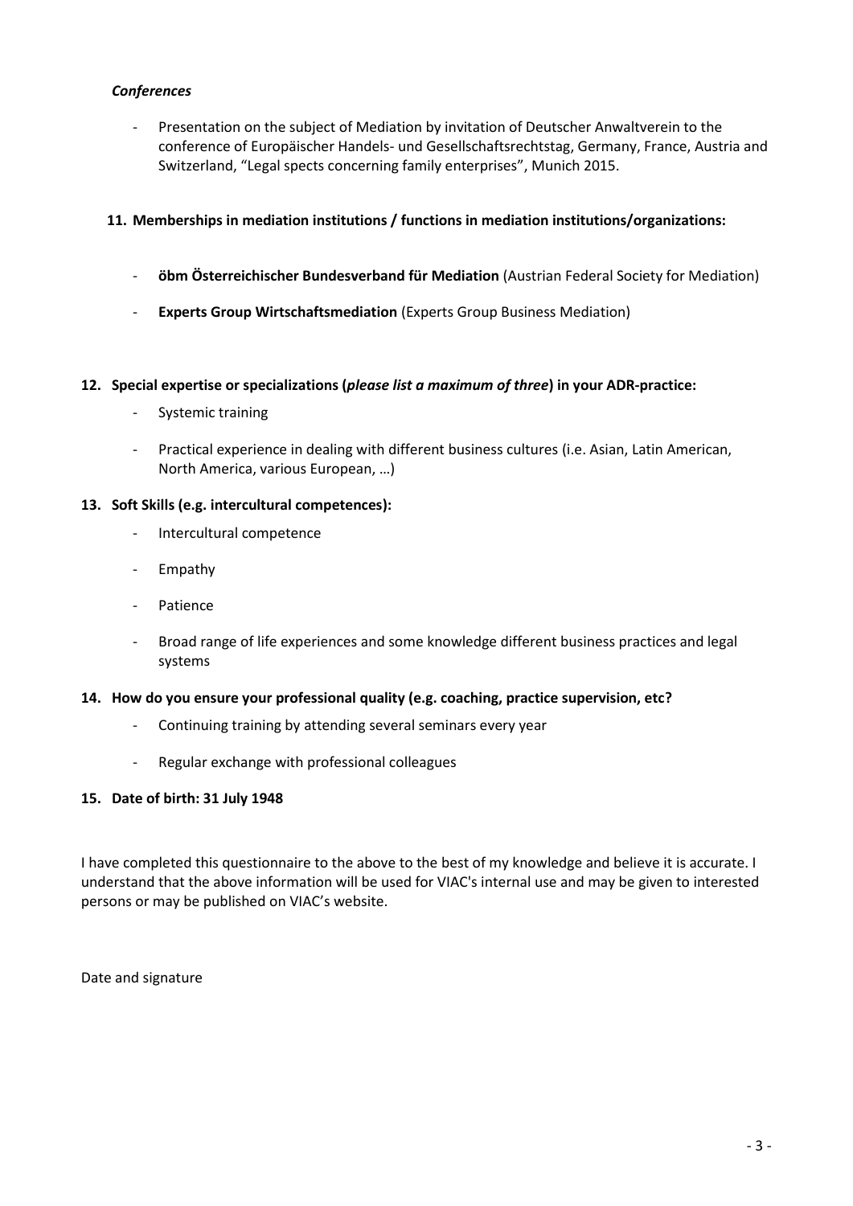*Conferences*

- Presentation on the subject of Mediation by invitation of Deutscher Anwaltverein to the conference of Europäischer Handels- und Gesellschaftsrechtstag, Germany, France, Austria and Switzerland, "Legal spects concerning family enterprises", Munich 2015.

**11. Memberships in mediation institutions / functions in mediation institutions/organizations:**

- **öbm Österreichischer Bundesverband für Mediation** (Austrian Federal Society for Mediation)
- **Experts Group Wirtschaftsmediation** (Experts Group Business Mediation)

**12. Special expertise or specializations (*please list a maximum of three*) in your ADR-practice:**

- Systemic training
- Practical experience in dealing with different business cultures (i.e. Asian, Latin American, North America, various European, …)

**13. Soft Skills (e.g. intercultural competences):**

- Intercultural competence
- Empathy
- Patience
- Broad range of life experiences and some knowledge different business practices and legal systems

**14. How do you ensure your professional quality (e.g. coaching, practice supervision, etc?**

- Continuing training by attending several seminars every year
- Regular exchange with professional colleagues

**15. Date of birth: 31 July 1948**

I have completed this questionnaire to the above to the best of my knowledge and believe it is accurate. I understand that the above information will be used for VIAC's internal use and may be given to interested persons or may be published on VIAC's website.

Date and signature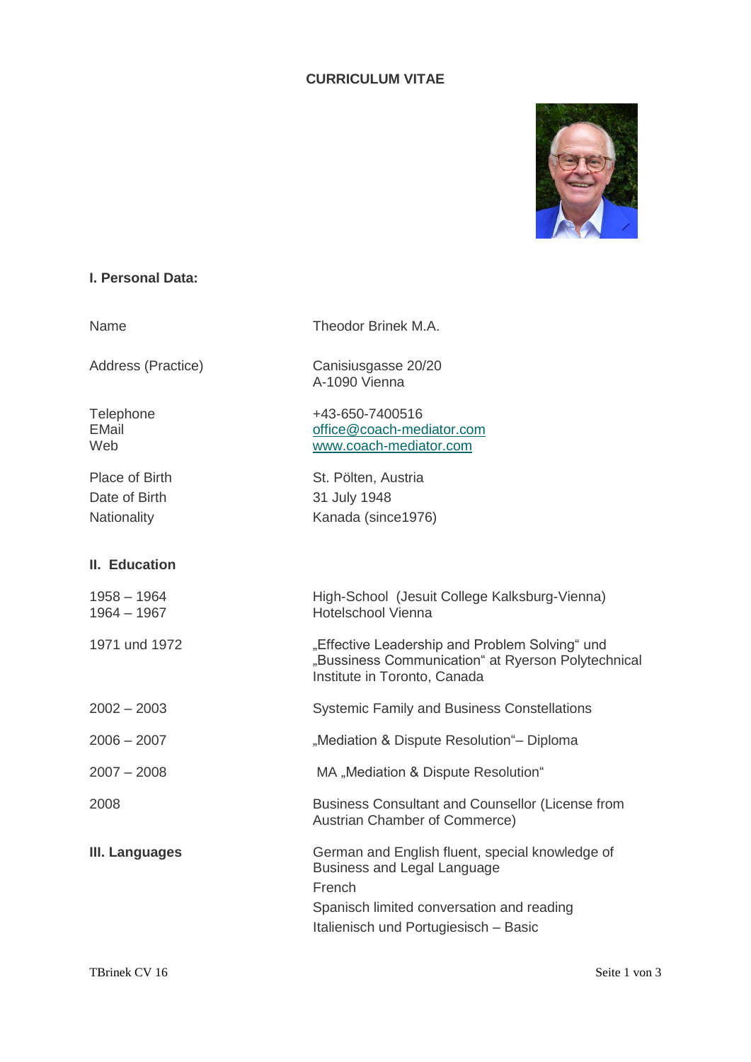# CURRICULUM VITAE

## I. Personal Data:

| | |
|---|---|
| Name | Theodor Brinek M.A. |
| Address (Practice) | Canisiusgasse 20/20<br>A-1090 Vienna |
| Telephone<br>EMail<br>Web | +43-650-7400516<br>office@coach-mediator.com<br>www.coach-mediator.com |
| Place of Birth | St. Pölten, Austria |
| Date of Birth | 31 July 1948 |
| Nationality | Kanada (since1976) |

## II. Education

| | |
|---|---|
| 1958 – 1964<br>1964 – 1967 | High-School (Jesuit College Kalksburg-Vienna)<br>Hotelschool Vienna |
| 1971 und 1972 | „Effective Leadership and Problem Solving“ und „Bussiness Communication“ at Ryerson Polytechnical Institute in Toronto, Canada |
| 2002 – 2003 | Systemic Family and Business Constellations |
| 2006 – 2007 | „Mediation & Dispute Resolution“– Diploma |
| 2007 – 2008 | MA „Mediation & Dispute Resolution“ |
| 2008 | Business Consultant and Counsellor (License from Austrian Chamber of Commerce) |

## III. Languages

German and English fluent, special knowledge of Business and Legal Language

French

Spanisch limited conversation and reading

Italienisch und Portugiesisch – Basic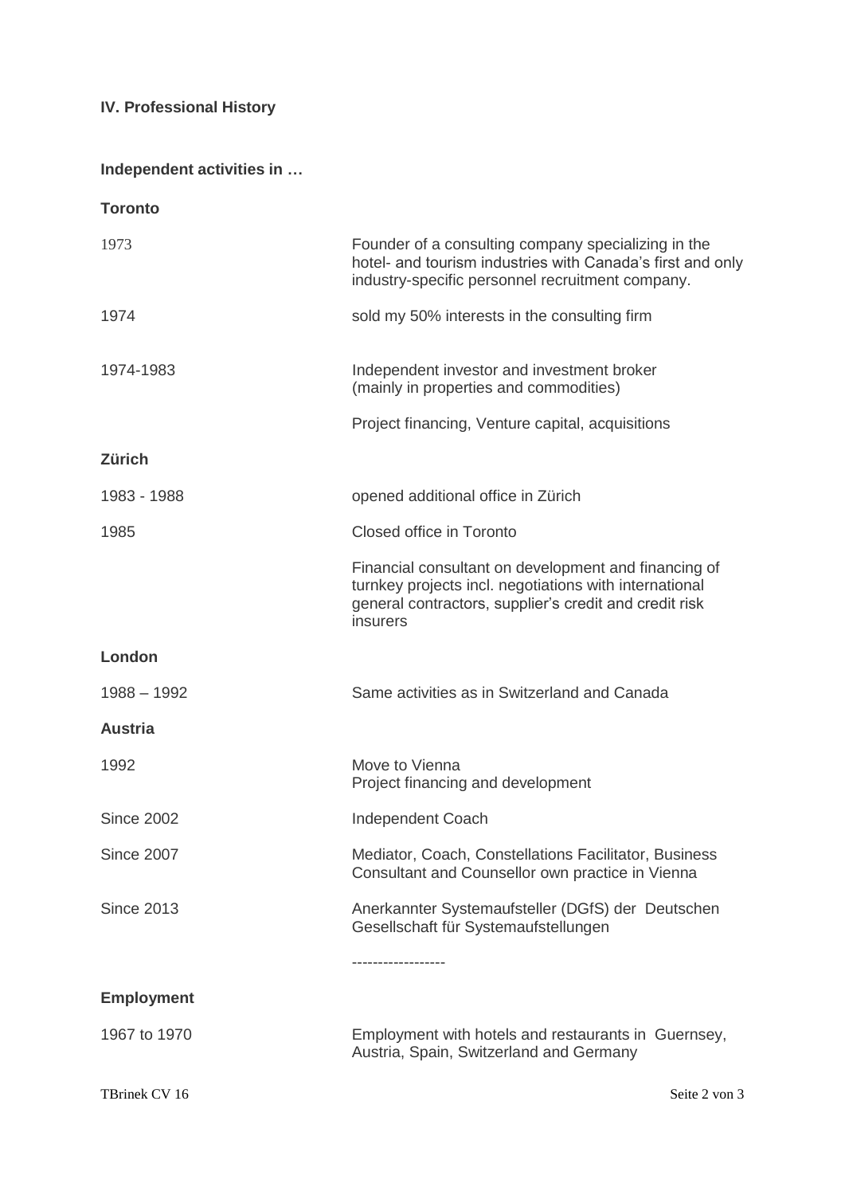## IV. Professional History

### Independent activities in …

#### Toronto

| | |
|---|---|
| 1973 | Founder of a consulting company specializing in the hotel- and tourism industries with Canada's first and only industry-specific personnel recruitment company. |
| 1974 | sold my 50% interests in the consulting firm |
| 1974-1983 | Independent investor and investment broker (mainly in properties and commodities) |
| | Project financing, Venture capital, acquisitions |

#### Zürich

| | |
|---|---|
| 1983 - 1988 | opened additional office in Zürich |
| 1985 | Closed office in Toronto |
| | Financial consultant on development and financing of turnkey projects incl. negotiations with international general contractors, supplier's credit and credit risk insurers |

#### London

| | |
|---|---|
| 1988 – 1992 | Same activities as in Switzerland and Canada |

#### Austria

| | |
|---|---|
| 1992 | Move to Vienna<br>Project financing and development |
| Since 2002 | Independent Coach |
| Since 2007 | Mediator, Coach, Constellations Facilitator, Business Consultant and Counsellor own practice in Vienna |
| Since 2013 | Anerkannter Systemaufsteller (DGfS) der Deutschen Gesellschaft für Systemaufstellungen |

-----------------

### Employment

| | |
|---|---|
| 1967 to 1970 | Employment with hotels and restaurants in Guernsey, Austria, Spain, Switzerland and Germany |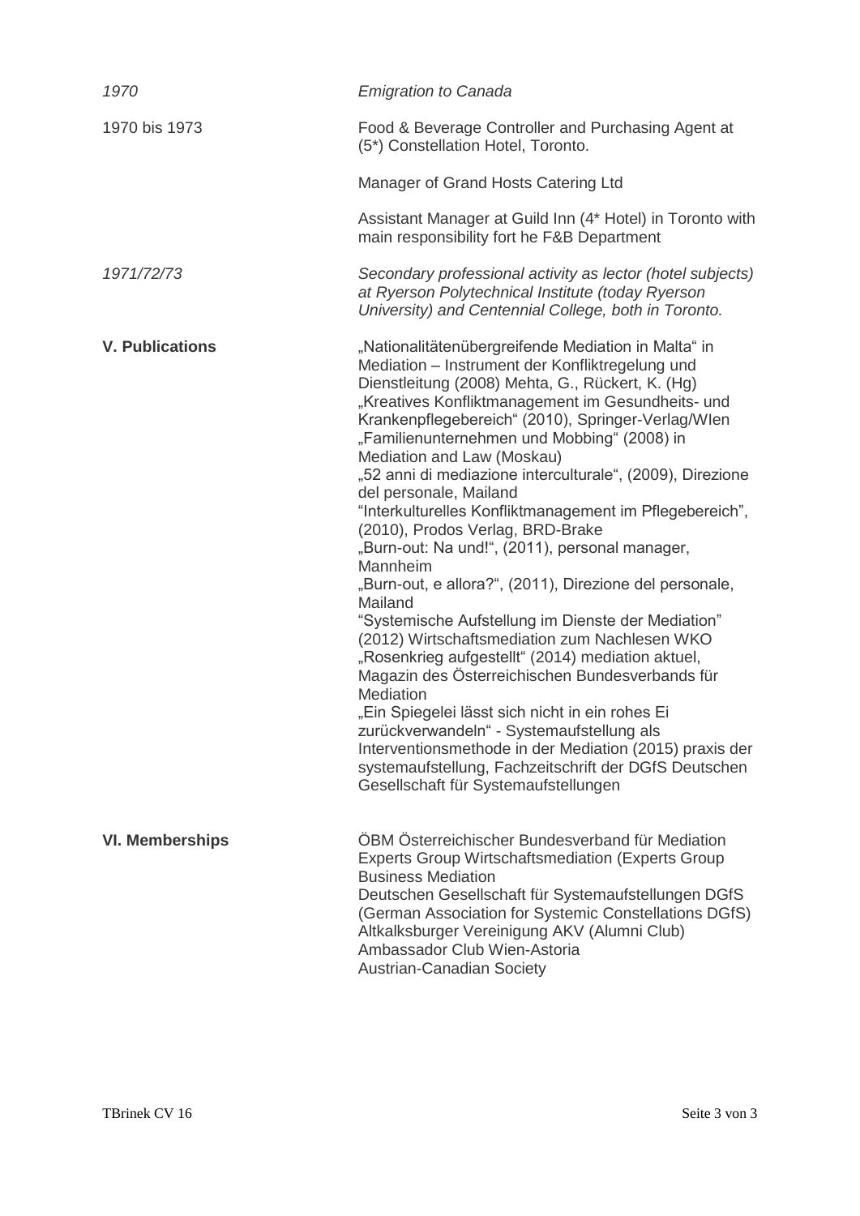| | |
|---|---|
| *1970* | *Emigration to Canada* |
| 1970 bis 1973 | Food & Beverage Controller and Purchasing Agent at (5*) Constellation Hotel, Toronto. |
| | Manager of Grand Hosts Catering Ltd |
| | Assistant Manager at Guild Inn (4* Hotel) in Toronto with main responsibility fort he F&B Department |
| *1971/72/73* | *Secondary professional activity as lector (hotel subjects) at Ryerson Polytechnical Institute (today Ryerson University) and Centennial College, both in Toronto.* |

**V. Publications**

„Nationalitätenübergreifende Mediation in Malta" in Mediation – Instrument der Konfliktregelung und Dienstleitung (2008) Mehta, G., Rückert, K. (Hg)
„Kreatives Konfliktmanagement im Gesundheits- und Krankenpflegebereich" (2010), Springer-Verlag/WIen
„Familienunternehmen und Mobbing" (2008) in Mediation and Law (Moskau)
„52 anni di mediazione interculturale", (2009), Direzione del personale, Mailand
"Interkulturelles Konfliktmanagement im Pflegebereich", (2010), Prodos Verlag, BRD-Brake
„Burn-out: Na und!", (2011), personal manager, Mannheim
„Burn-out, e allora?", (2011), Direzione del personale, Mailand
"Systemische Aufstellung im Dienste der Mediation" (2012) Wirtschaftsmediation zum Nachlesen WKO
„Rosenkrieg aufgestellt" (2014) mediation aktuel, Magazin des Österreichischen Bundesverbands für Mediation
„Ein Spiegelei lässt sich nicht in ein rohes Ei zurückverwandeln" - Systemaufstellung als Interventionsmethode in der Mediation (2015) praxis der systemaufstellung, Fachzeitschrift der DGfS Deutschen Gesellschaft für Systemaufstellungen

**VI. Memberships**

ÖBM Österreichischer Bundesverband für Mediation
Experts Group Wirtschaftsmediation (Experts Group Business Mediation
Deutschen Gesellschaft für Systemaufstellungen DGfS (German Association for Systemic Constellations DGfS)
Altkalksburger Vereinigung AKV (Alumni Club)
Ambassador Club Wien-Astoria
Austrian-Canadian Society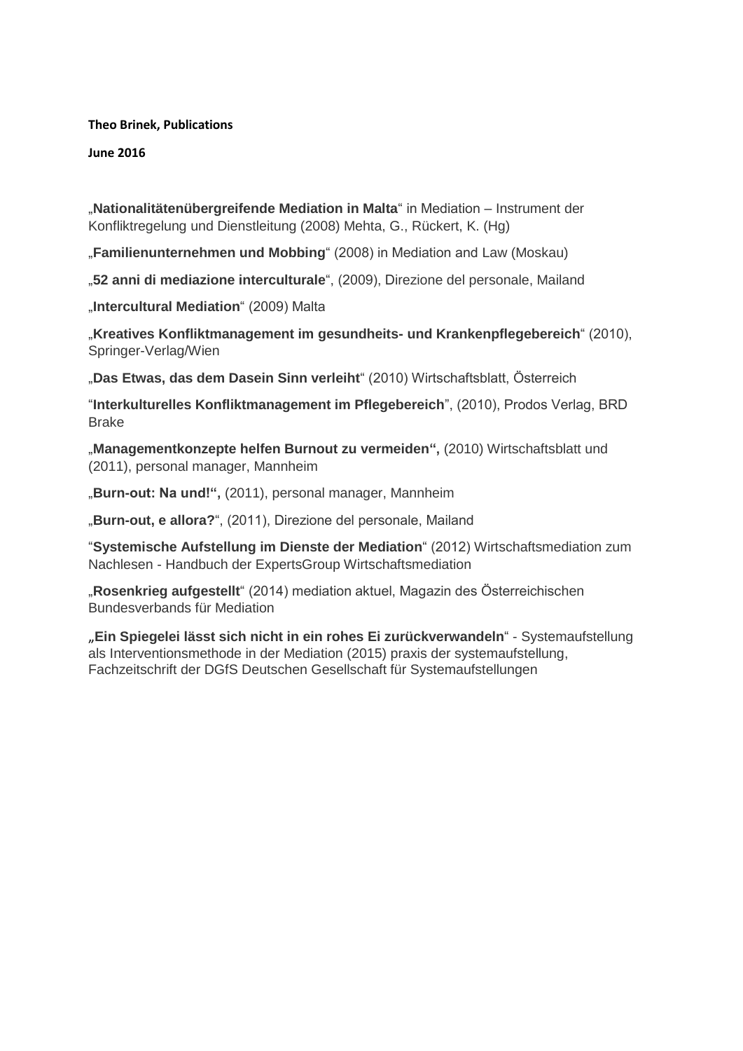**Theo Brinek, Publications**

**June 2016**

„**Nationalitätenübergreifende Mediation in Malta**" in Mediation – Instrument der Konfliktregelung und Dienstleitung (2008) Mehta, G., Rückert, K. (Hg)

„**Familienunternehmen und Mobbing**" (2008) in Mediation and Law (Moskau)

„**52 anni di mediazione interculturale**", (2009), Direzione del personale, Mailand

„**Intercultural Mediation**" (2009) Malta

„**Kreatives Konfliktmanagement im gesundheits- und Krankenpflegebereich**" (2010), Springer-Verlag/Wien

„**Das Etwas, das dem Dasein Sinn verleiht**" (2010) Wirtschaftsblatt, Österreich

"**Interkulturelles Konfliktmanagement im Pflegebereich**", (2010), Prodos Verlag, BRD Brake

„**Managementkonzepte helfen Burnout zu vermeiden",** (2010) Wirtschaftsblatt und (2011), personal manager, Mannheim

„**Burn-out: Na und!",** (2011), personal manager, Mannheim

„**Burn-out, e allora?**", (2011), Direzione del personale, Mailand

"**Systemische Aufstellung im Dienste der Mediation**" (2012) Wirtschaftsmediation zum Nachlesen - Handbuch der ExpertsGroup Wirtschaftsmediation

„**Rosenkrieg aufgestellt**" (2014) mediation aktuel, Magazin des Österreichischen Bundesverbands für Mediation

„**Ein Spiegelei lässt sich nicht in ein rohes Ei zurückverwandeln**" - Systemaufstellung als Interventionsmethode in der Mediation (2015) praxis der systemaufstellung, Fachzeitschrift der DGfS Deutschen Gesellschaft für Systemaufstellungen